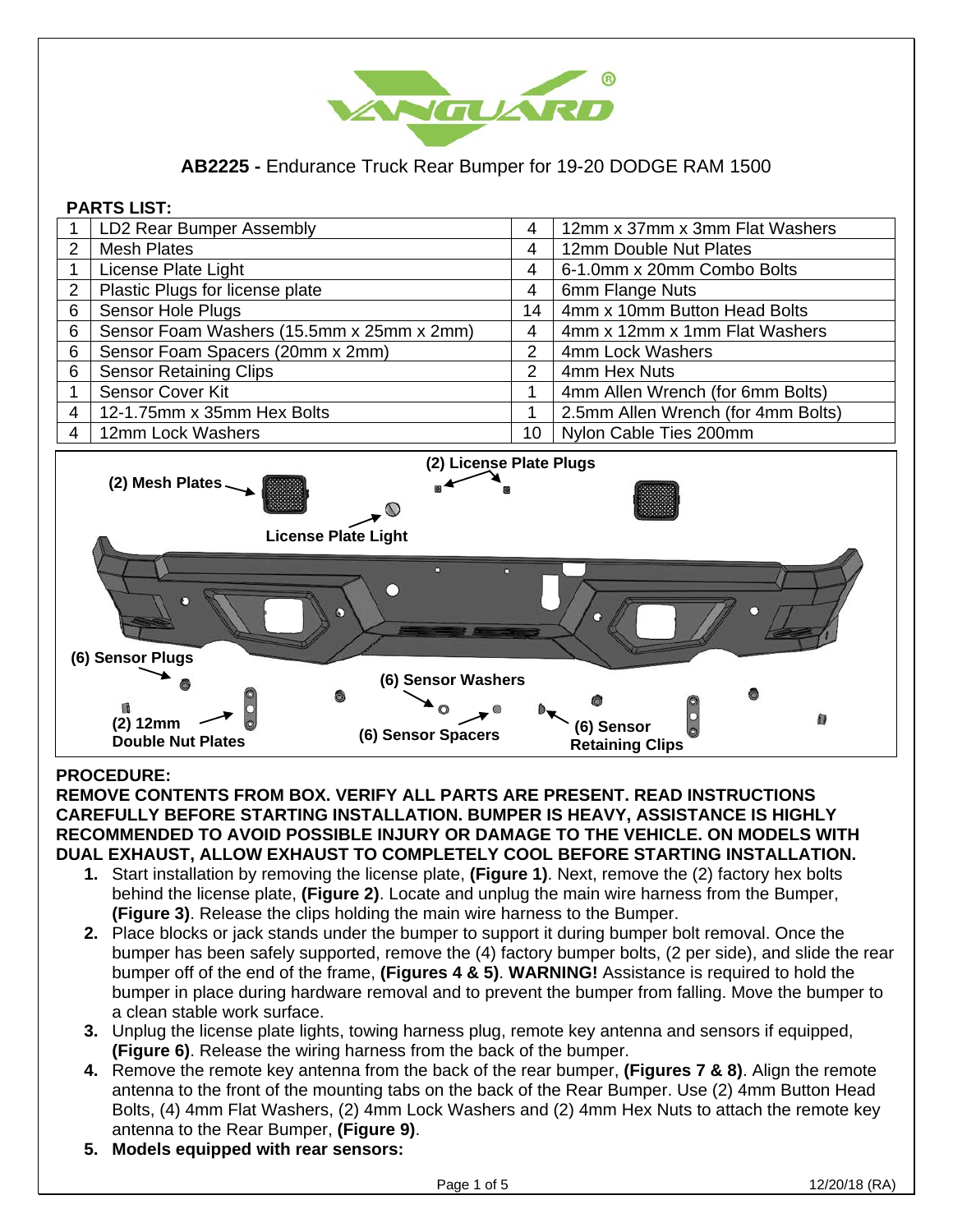**AB2225 -** Endurance Truck Rear Bumper for 19-20 DODGE RAM 1500

**PARTS LIST:**

| | | | |
|---|---|---|---|
| 1 | LD2 Rear Bumper Assembly | 4 | 12mm x 37mm x 3mm Flat Washers |
| 2 | Mesh Plates | 4 | 12mm Double Nut Plates |
| 1 | License Plate Light | 4 | 6-1.0mm x 20mm Combo Bolts |
| 2 | Plastic Plugs for license plate | 4 | 6mm Flange Nuts |
| 6 | Sensor Hole Plugs | 14 | 4mm x 10mm Button Head Bolts |
| 6 | Sensor Foam Washers (15.5mm x 25mm x 2mm) | 4 | 4mm x 12mm x 1mm Flat Washers |
| 6 | Sensor Foam Spacers (20mm x 2mm) | 2 | 4mm Lock Washers |
| 6 | Sensor Retaining Clips | 2 | 4mm Hex Nuts |
| 1 | Sensor Cover Kit | 1 | 4mm Allen Wrench (for 6mm Bolts) |
| 4 | 12-1.75mm x 35mm Hex Bolts | 1 | 2.5mm Allen Wrench (for 4mm Bolts) |
| 4 | 12mm Lock Washers | 10 | Nylon Cable Ties 200mm |

(2) Mesh Plates, (2) License Plate Plugs, License Plate Light, (6) Sensor Plugs, (6) Sensor Washers, (2) 12mm Double Nut Plates, (6) Sensor Spacers, (6) Sensor Retaining Clips

**PROCEDURE:**

**REMOVE CONTENTS FROM BOX. VERIFY ALL PARTS ARE PRESENT. READ INSTRUCTIONS CAREFULLY BEFORE STARTING INSTALLATION. BUMPER IS HEAVY, ASSISTANCE IS HIGHLY RECOMMENDED TO AVOID POSSIBLE INJURY OR DAMAGE TO THE VEHICLE. ON MODELS WITH DUAL EXHAUST, ALLOW EXHAUST TO COMPLETELY COOL BEFORE STARTING INSTALLATION.**

1. Start installation by removing the license plate, **(Figure 1)**. Next, remove the (2) factory hex bolts behind the license plate, **(Figure 2)**. Locate and unplug the main wire harness from the Bumper, **(Figure 3)**. Release the clips holding the main wire harness to the Bumper.
2. Place blocks or jack stands under the bumper to support it during bumper bolt removal. Once the bumper has been safely supported, remove the (4) factory bumper bolts, (2 per side), and slide the rear bumper off of the end of the frame, **(Figures 4 & 5)**. **WARNING!** Assistance is required to hold the bumper in place during hardware removal and to prevent the bumper from falling. Move the bumper to a clean stable work surface.
3. Unplug the license plate lights, towing harness plug, remote key antenna and sensors if equipped, **(Figure 6)**. Release the wiring harness from the back of the bumper.
4. Remove the remote key antenna from the back of the rear bumper, **(Figures 7 & 8)**. Align the remote antenna to the front of the mounting tabs on the back of the Rear Bumper. Use (2) 4mm Button Head Bolts, (4) 4mm Flat Washers, (2) 4mm Lock Washers and (2) 4mm Hex Nuts to attach the remote key antenna to the Rear Bumper, **(Figure 9)**.
5. **Models equipped with rear sensors:**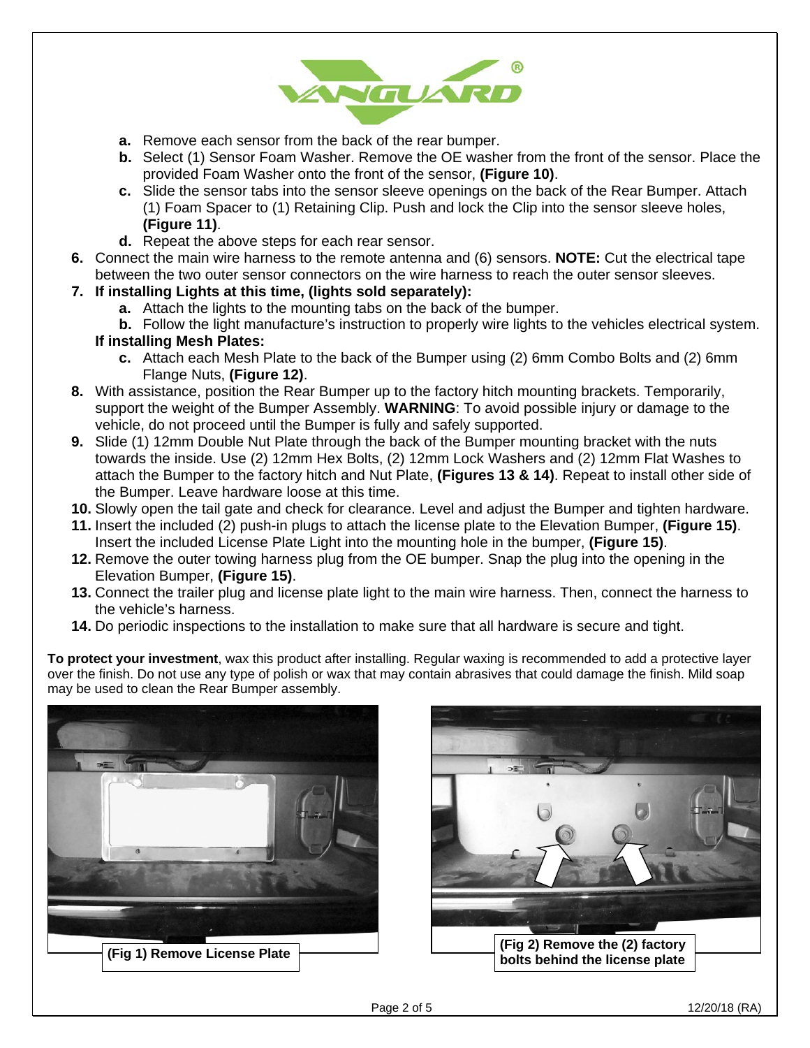a. Remove each sensor from the back of the rear bumper.
b. Select (1) Sensor Foam Washer. Remove the OE washer from the front of the sensor. Place the provided Foam Washer onto the front of the sensor, **(Figure 10)**.
c. Slide the sensor tabs into the sensor sleeve openings on the back of the Rear Bumper. Attach (1) Foam Spacer to (1) Retaining Clip. Push and lock the Clip into the sensor sleeve holes, **(Figure 11)**.
d. Repeat the above steps for each rear sensor.

6. Connect the main wire harness to the remote antenna and (6) sensors. **NOTE:** Cut the electrical tape between the two outer sensor connectors on the wire harness to reach the outer sensor sleeves.
7. **If installing Lights at this time, (lights sold separately):**
   a. Attach the lights to the mounting tabs on the back of the bumper.
   b. Follow the light manufacture's instruction to properly wire lights to the vehicles electrical system.

   **If installing Mesh Plates:**

   c. Attach each Mesh Plate to the back of the Bumper using (2) 6mm Combo Bolts and (2) 6mm Flange Nuts, **(Figure 12)**.
8. With assistance, position the Rear Bumper up to the factory hitch mounting brackets. Temporarily, support the weight of the Bumper Assembly. **WARNING**: To avoid possible injury or damage to the vehicle, do not proceed until the Bumper is fully and safely supported.
9. Slide (1) 12mm Double Nut Plate through the back of the Bumper mounting bracket with the nuts towards the inside. Use (2) 12mm Hex Bolts, (2) 12mm Lock Washers and (2) 12mm Flat Washes to attach the Bumper to the factory hitch and Nut Plate, **(Figures 13 & 14)**. Repeat to install other side of the Bumper. Leave hardware loose at this time.
10. Slowly open the tail gate and check for clearance. Level and adjust the Bumper and tighten hardware.
11. Insert the included (2) push-in plugs to attach the license plate to the Elevation Bumper, **(Figure 15)**. Insert the included License Plate Light into the mounting hole in the bumper, **(Figure 15)**.
12. Remove the outer towing harness plug from the OE bumper. Snap the plug into the opening in the Elevation Bumper, **(Figure 15)**.
13. Connect the trailer plug and license plate light to the main wire harness. Then, connect the harness to the vehicle's harness.
14. Do periodic inspections to the installation to make sure that all hardware is secure and tight.

**To protect your investment**, wax this product after installing. Regular waxing is recommended to add a protective layer over the finish. Do not use any type of polish or wax that may contain abrasives that could damage the finish. Mild soap may be used to clean the Rear Bumper assembly.

**(Fig 1) Remove License Plate**

**(Fig 2) Remove the (2) factory bolts behind the license plate**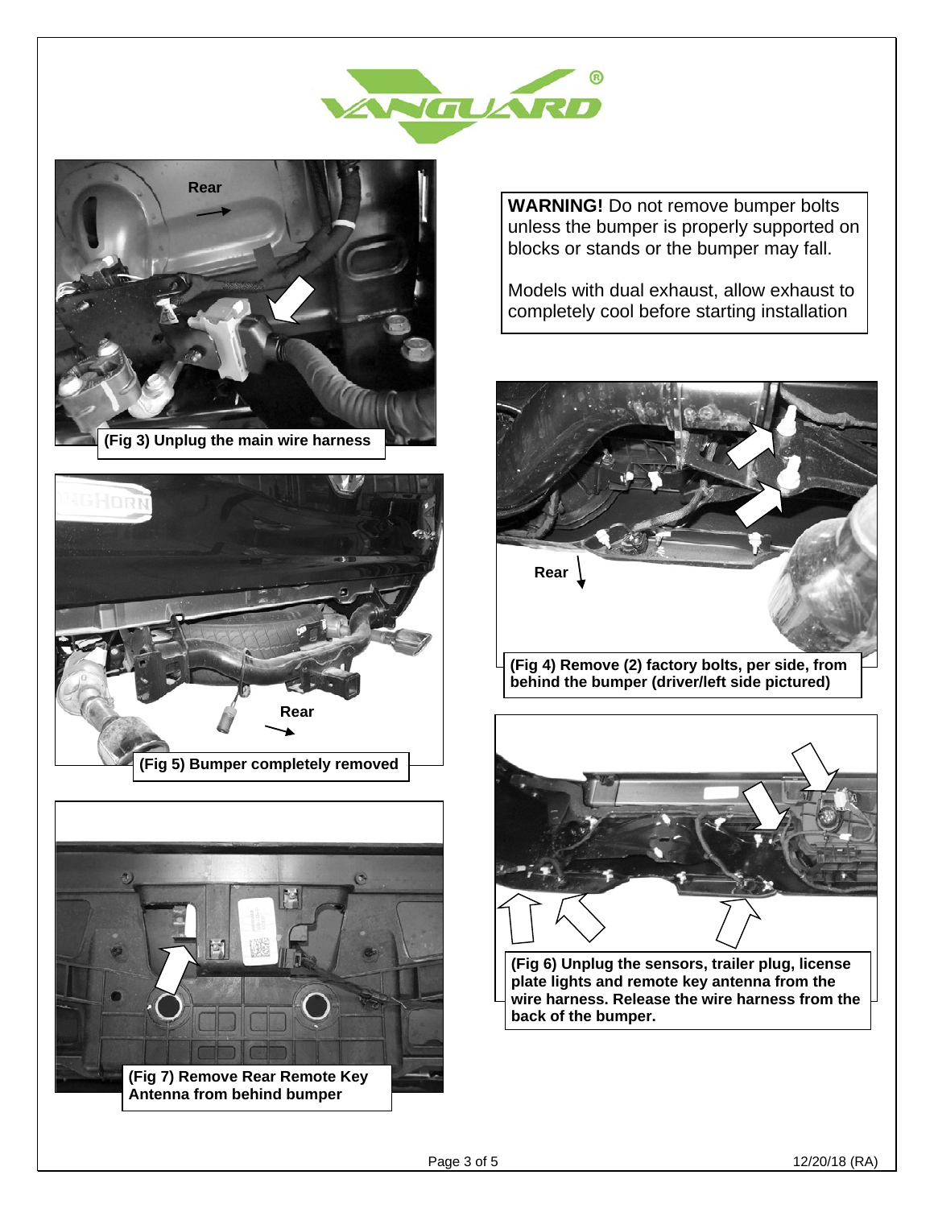**WARNING!** Do not remove bumper bolts unless the bumper is properly supported on blocks or stands or the bumper may fall.

Models with dual exhaust, allow exhaust to completely cool before starting installation

**(Fig 3) Unplug the main wire harness**

**(Fig 4) Remove (2) factory bolts, per side, from behind the bumper (driver/left side pictured)**

**(Fig 5) Bumper completely removed**

**(Fig 6) Unplug the sensors, trailer plug, license plate lights and remote key antenna from the wire harness. Release the wire harness from the back of the bumper.**

**(Fig 7) Remove Rear Remote Key Antenna from behind bumper**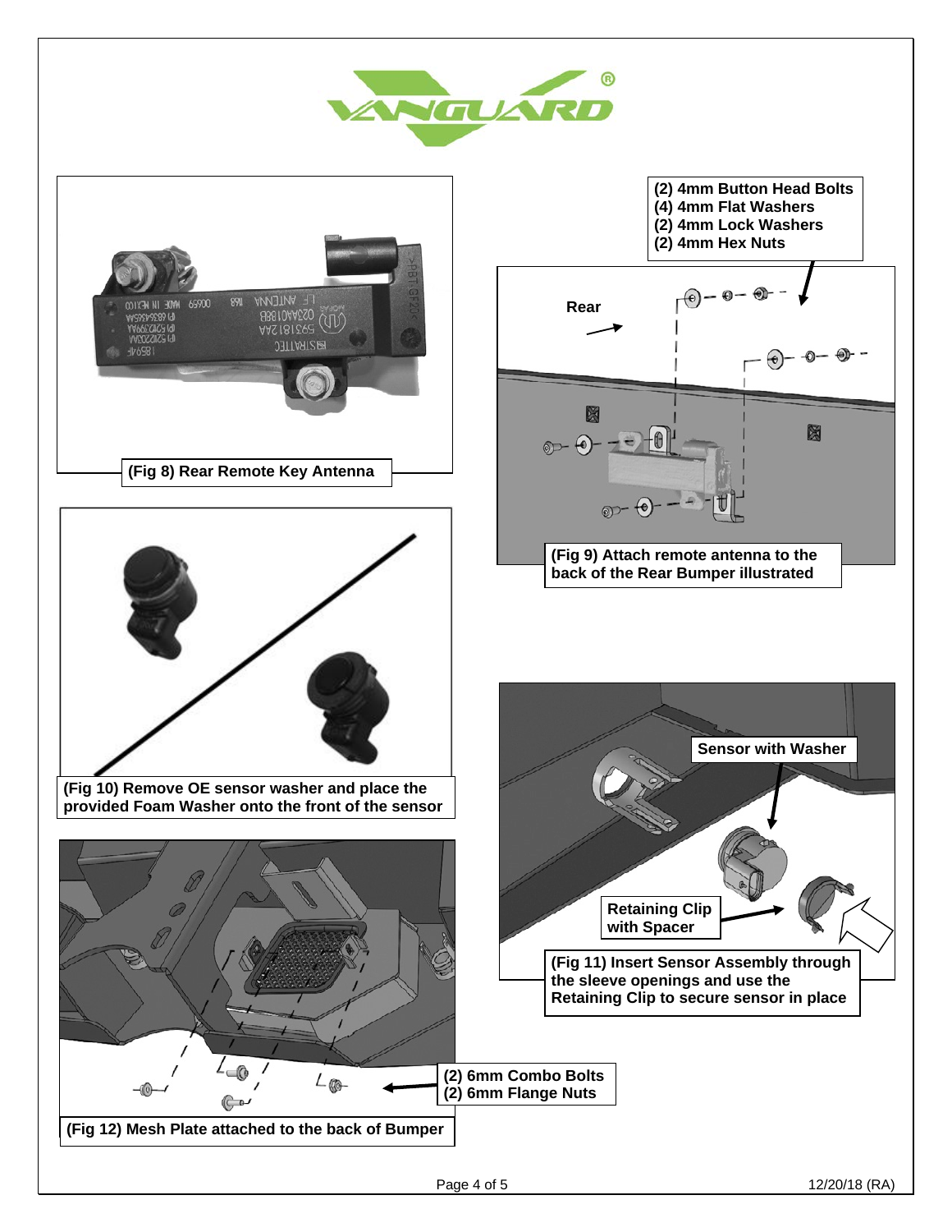(Fig 8) Rear Remote Key Antenna

(2) 4mm Button Head Bolts
(4) 4mm Flat Washers
(2) 4mm Lock Washers
(2) 4mm Hex Nuts

Rear

(Fig 9) Attach remote antenna to the back of the Rear Bumper illustrated

(Fig 10) Remove OE sensor washer and place the provided Foam Washer onto the front of the sensor

Sensor with Washer

Retaining Clip with Spacer

(Fig 11) Insert Sensor Assembly through the sleeve openings and use the Retaining Clip to secure sensor in place

(2) 6mm Combo Bolts
(2) 6mm Flange Nuts

(Fig 12) Mesh Plate attached to the back of Bumper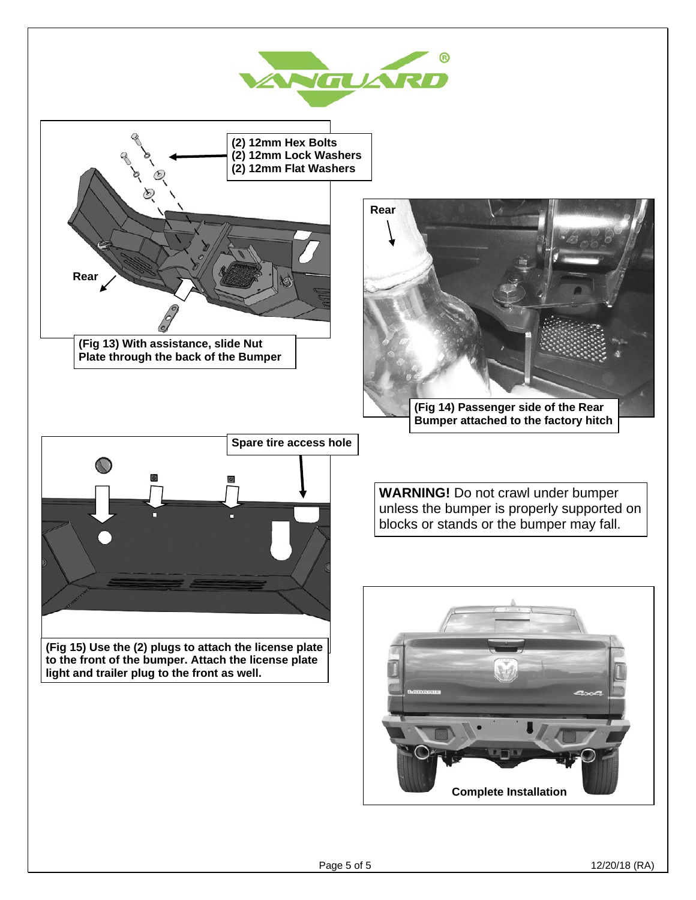(2) 12mm Hex Bolts
(2) 12mm Lock Washers
(2) 12mm Flat Washers

Rear

**(Fig 13) With assistance, slide Nut Plate through the back of the Bumper**

Rear

**(Fig 14) Passenger side of the Rear Bumper attached to the factory hitch**

Spare tire access hole

**(Fig 15) Use the (2) plugs to attach the license plate to the front of the bumper. Attach the license plate light and trailer plug to the front as well.**

**WARNING!** Do not crawl under bumper unless the bumper is properly supported on blocks or stands or the bumper may fall.

**Complete Installation**